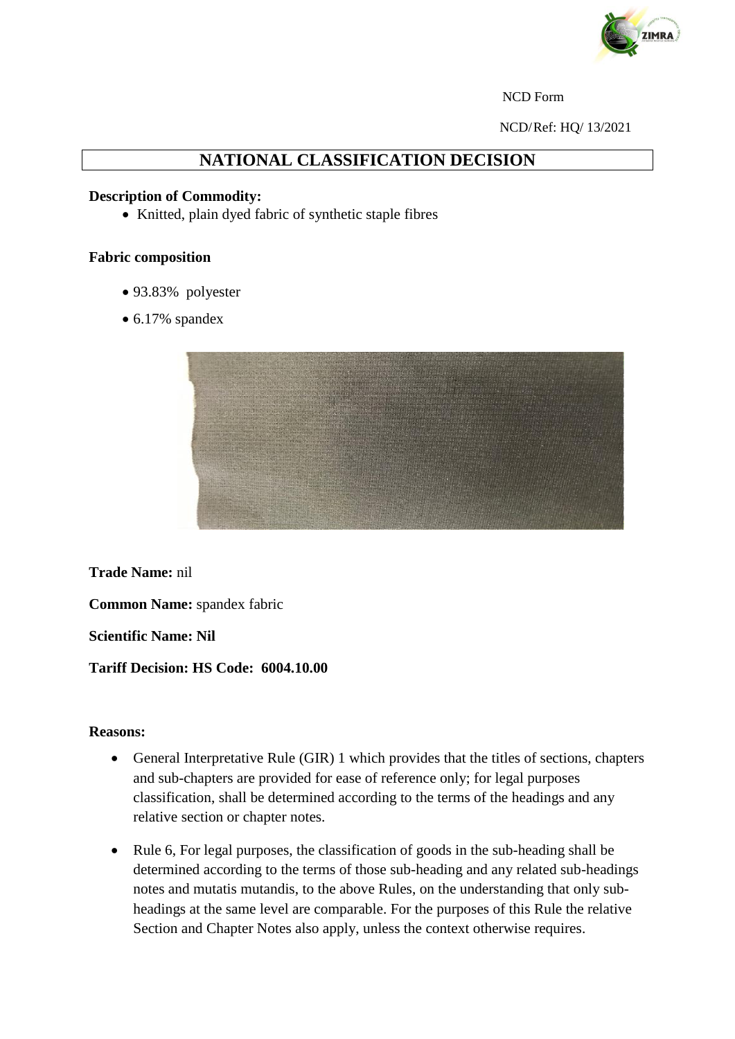NCD Form

NCD/Ref: HQ/ 13/2021

# NATIONAL CLASSIFICATION DECISION

**Description of Commodity:**

- Knitted, plain dyed fabric of synthetic staple fibres

**Fabric composition**

- 93.83% polyester
- 6.17% spandex

**Trade Name:** nil

**Common Name:** spandex fabric

**Scientific Name: Nil**

**Tariff Decision: HS Code: 6004.10.00**

**Reasons:**

- General Interpretative Rule (GIR) 1 which provides that the titles of sections, chapters and sub-chapters are provided for ease of reference only; for legal purposes classification, shall be determined according to the terms of the headings and any relative section or chapter notes.
- Rule 6, For legal purposes, the classification of goods in the sub-heading shall be determined according to the terms of those sub-heading and any related sub-headings notes and mutatis mutandis, to the above Rules, on the understanding that only sub-headings at the same level are comparable. For the purposes of this Rule the relative Section and Chapter Notes also apply, unless the context otherwise requires.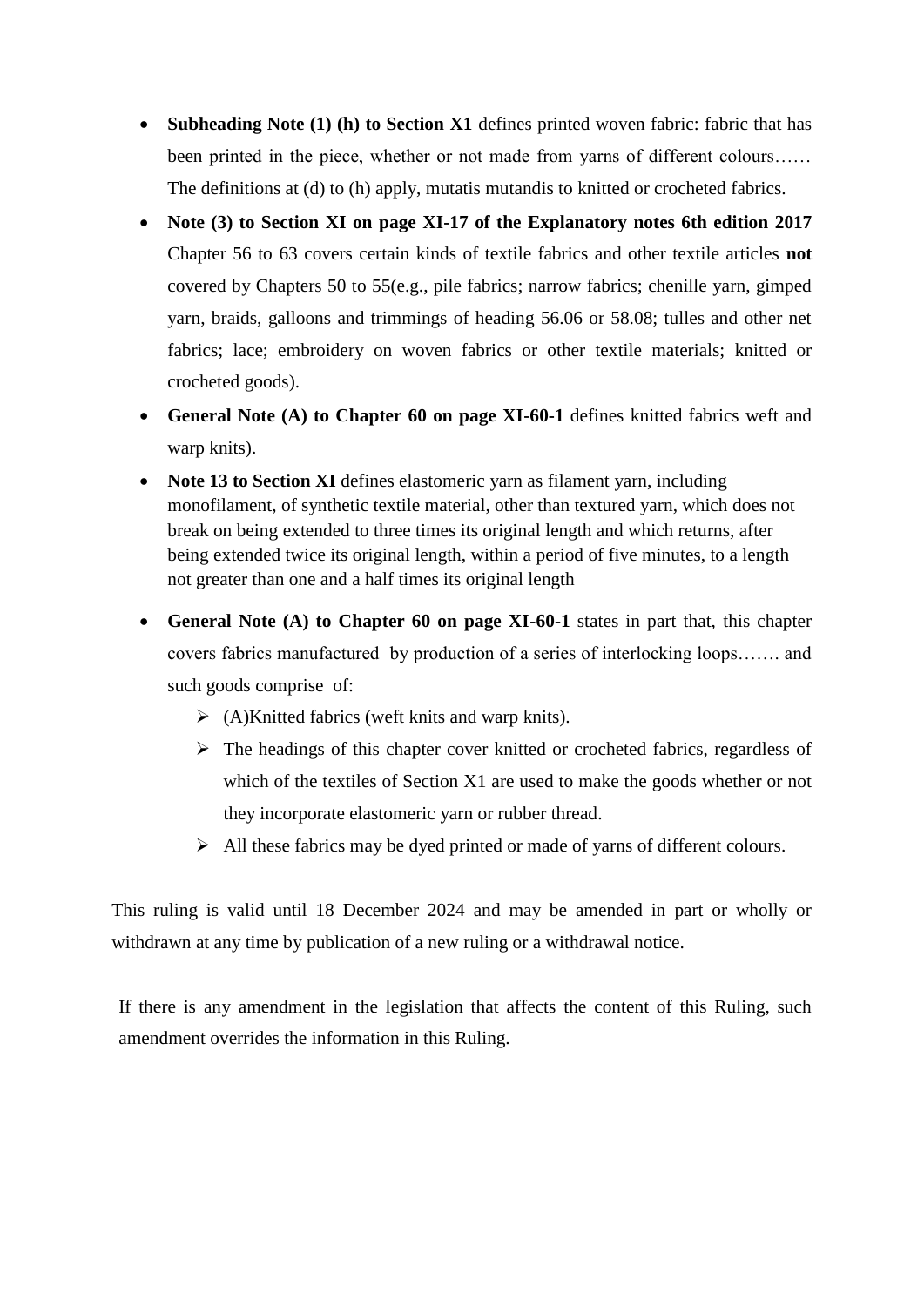- **Subheading Note (1) (h) to Section X1** defines printed woven fabric: fabric that has been printed in the piece, whether or not made from yarns of different colours…… The definitions at (d) to (h) apply, mutatis mutandis to knitted or crocheted fabrics.
- **Note (3) to Section XI on page XI-17 of the Explanatory notes 6th edition 2017** Chapter 56 to 63 covers certain kinds of textile fabrics and other textile articles **not** covered by Chapters 50 to 55(e.g., pile fabrics; narrow fabrics; chenille yarn, gimped yarn, braids, galloons and trimmings of heading 56.06 or 58.08; tulles and other net fabrics; lace; embroidery on woven fabrics or other textile materials; knitted or crocheted goods).
- **General Note (A) to Chapter 60 on page XI-60-1** defines knitted fabrics weft and warp knits).
- **Note 13 to Section XI** defines elastomeric yarn as filament yarn, including monofilament, of synthetic textile material, other than textured yarn, which does not break on being extended to three times its original length and which returns, after being extended twice its original length, within a period of five minutes, to a length not greater than one and a half times its original length
- **General Note (A) to Chapter 60 on page XI-60-1** states in part that, this chapter covers fabrics manufactured by production of a series of interlocking loops……. and such goods comprise of:
  - (A)Knitted fabrics (weft knits and warp knits).
  - The headings of this chapter cover knitted or crocheted fabrics, regardless of which of the textiles of Section X1 are used to make the goods whether or not they incorporate elastomeric yarn or rubber thread.
  - All these fabrics may be dyed printed or made of yarns of different colours.

This ruling is valid until 18 December 2024 and may be amended in part or wholly or withdrawn at any time by publication of a new ruling or a withdrawal notice.

If there is any amendment in the legislation that affects the content of this Ruling, such amendment overrides the information in this Ruling.